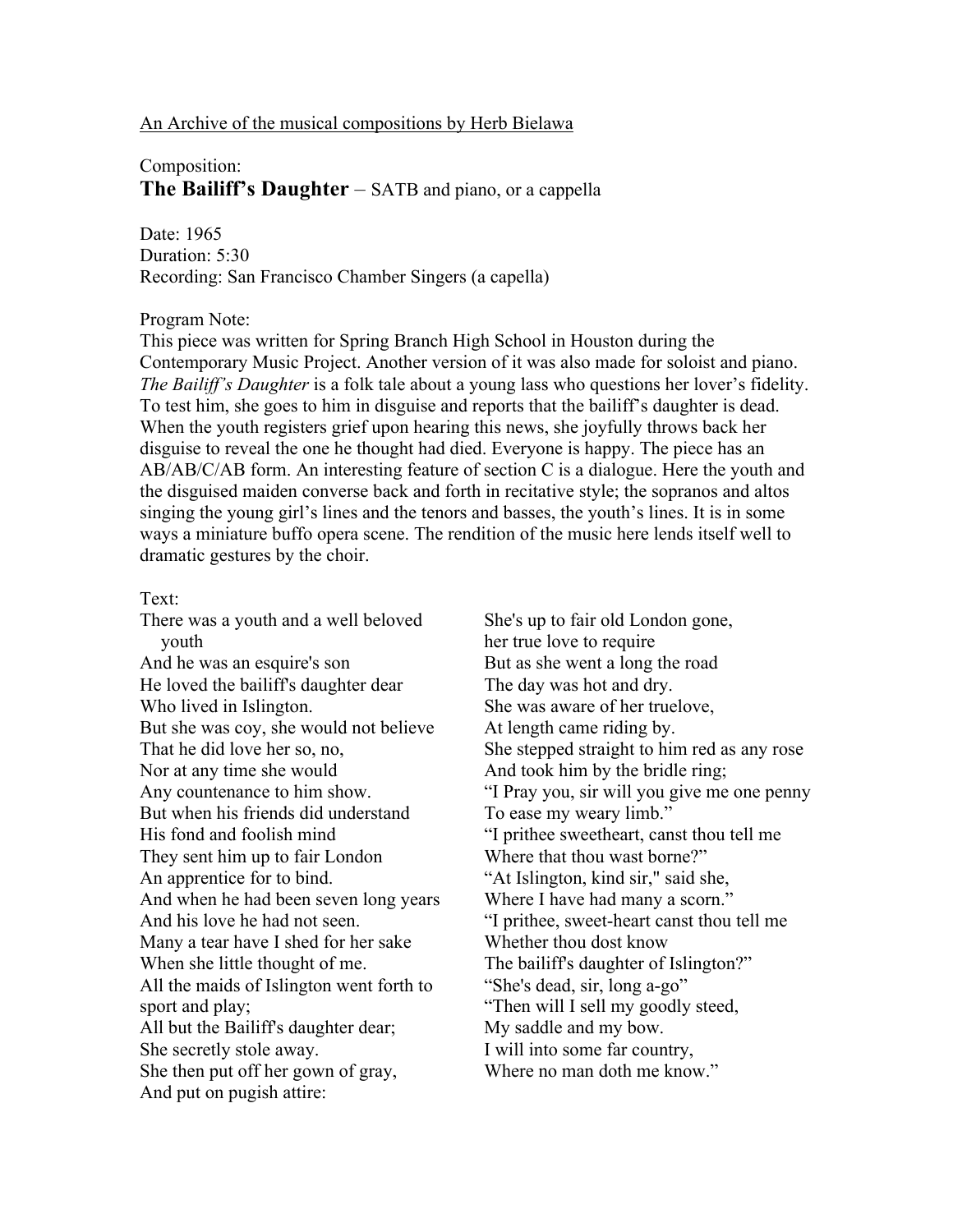An Archive of the musical compositions by Herb Bielawa

Composition:

**The Bailiff's Daughter** – SATB and piano, or a cappella

Date: 1965
Duration: 5:30
Recording: San Francisco Chamber Singers (a capella)

Program Note:

This piece was written for Spring Branch High School in Houston during the Contemporary Music Project. Another version of it was also made for soloist and piano. *The Bailiff's Daughter* is a folk tale about a young lass who questions her lover's fidelity. To test him, she goes to him in disguise and reports that the bailiff's daughter is dead. When the youth registers grief upon hearing this news, she joyfully throws back her disguise to reveal the one he thought had died. Everyone is happy. The piece has an AB/AB/C/AB form. An interesting feature of section C is a dialogue. Here the youth and the disguised maiden converse back and forth in recitative style; the sopranos and altos singing the young girl's lines and the tenors and basses, the youth's lines. It is in some ways a miniature buffo opera scene. The rendition of the music here lends itself well to dramatic gestures by the choir.

Text:

There was a youth and a well beloved youth
And he was an esquire's son
He loved the bailiff's daughter dear
Who lived in Islington.
But she was coy, she would not believe
That he did love her so, no,
Nor at any time she would
Any countenance to him show.
But when his friends did understand
His fond and foolish mind
They sent him up to fair London
An apprentice for to bind.
And when he had been seven long years
And his love he had not seen.
Many a tear have I shed for her sake
When she little thought of me.
All the maids of Islington went forth to sport and play;
All but the Bailiff's daughter dear;
She secretly stole away.
She then put off her gown of gray,
And put on pugish attire:
She's up to fair old London gone,
her true love to require
But as she went a long the road
The day was hot and dry.
She was aware of her truelove,
At length came riding by.
She stepped straight to him red as any rose
And took him by the bridle ring;
"I Pray you, sir will you give me one penny
To ease my weary limb."
"I prithee sweetheart, canst thou tell me
Where that thou wast borne?"
"At Islington, kind sir," said she,
Where I have had many a scorn."
"I prithee, sweet-heart canst thou tell me
Whether thou dost know
The bailiff's daughter of Islington?"
"She's dead, sir, long a-go"
"Then will I sell my goodly steed,
My saddle and my bow.
I will into some far country,
Where no man doth me know."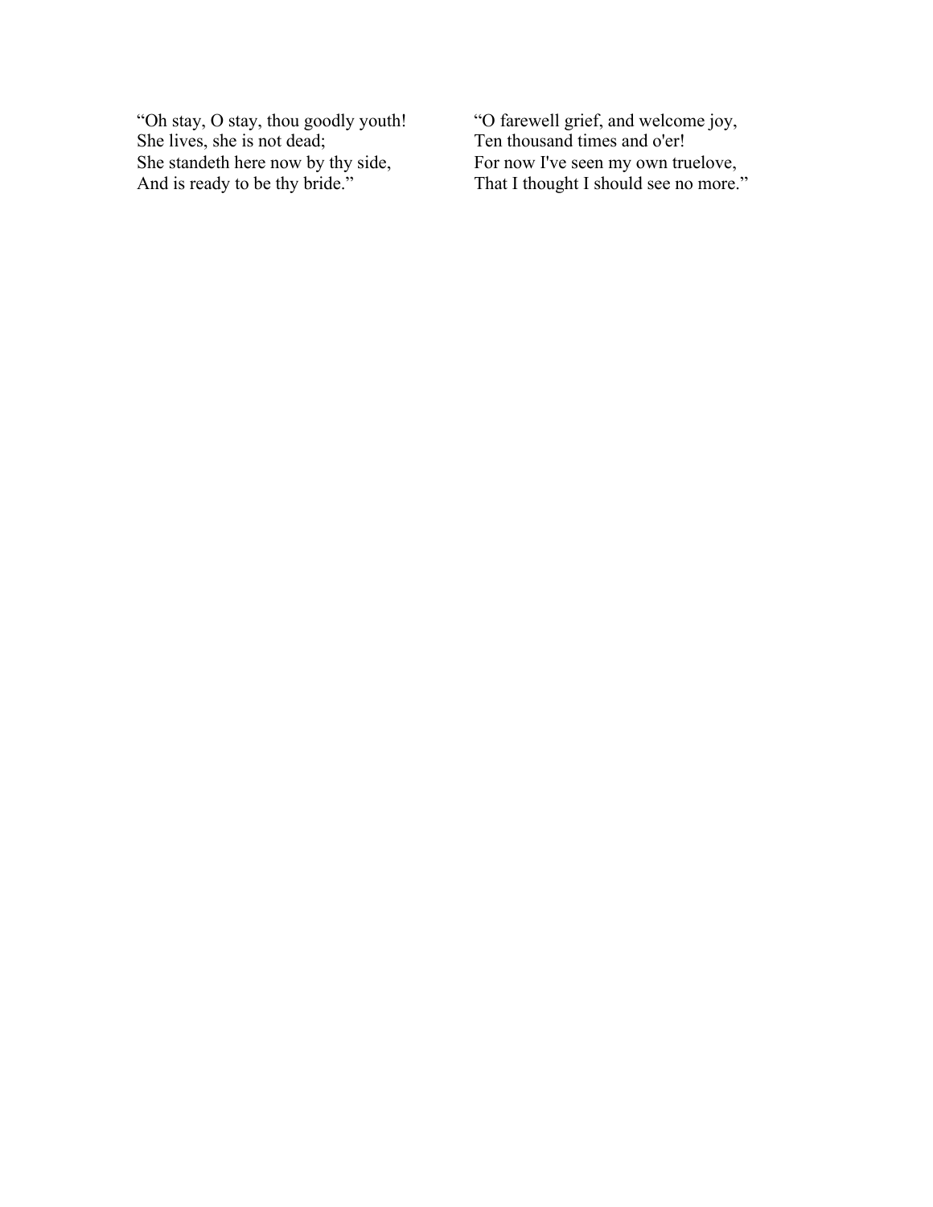"Oh stay, O stay, thou goodly youth!
She lives, she is not dead;
She standeth here now by thy side,
And is ready to be thy bride."

"O farewell grief, and welcome joy,
Ten thousand times and o'er!
For now I've seen my own truelove,
That I thought I should see no more."